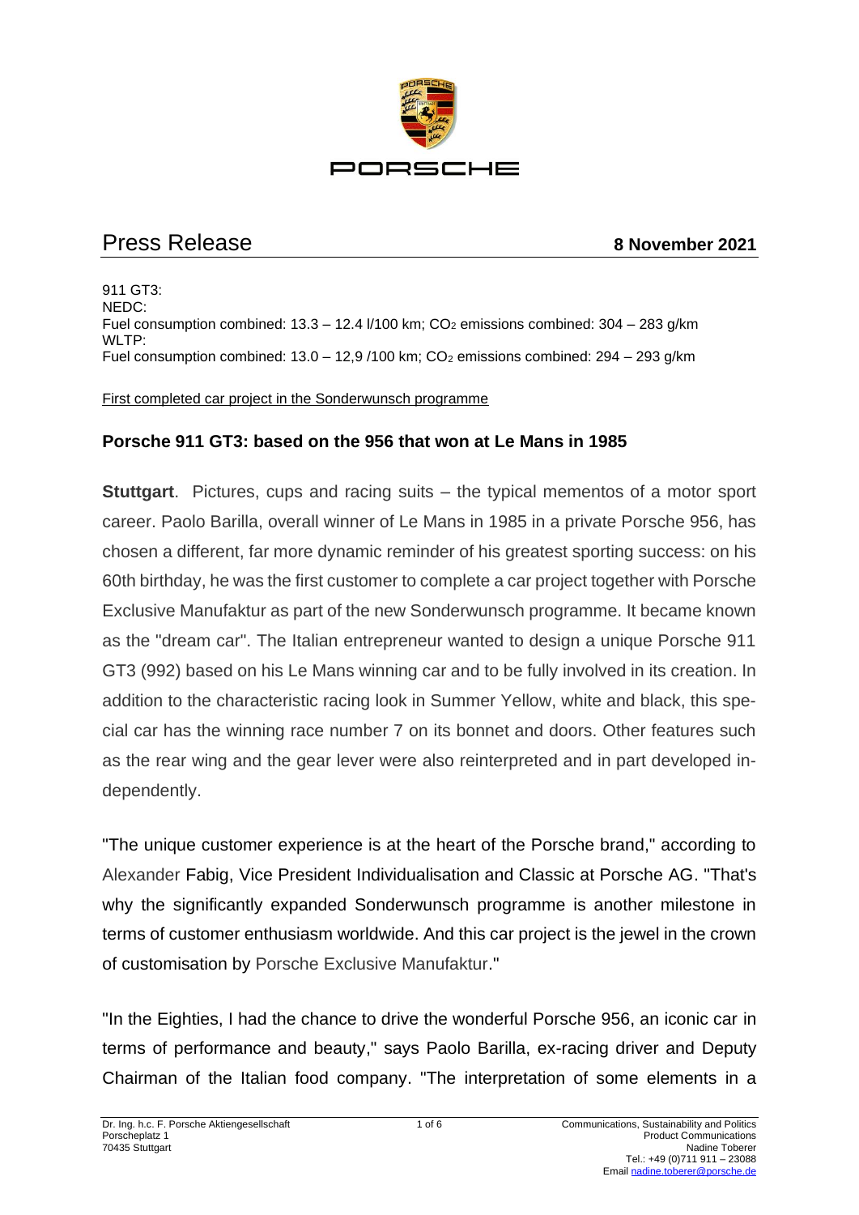PORSCHE

# Press Release

**8 November 2021**

911 GT3:
NEDC:
Fuel consumption combined: 13.3 – 12.4 l/100 km; $CO_2$ emissions combined: 304 – 283 g/km
WLTP:
Fuel consumption combined: 13.0 – 12,9 /100 km; $CO_2$ emissions combined: 294 – 293 g/km

First completed car project in the Sonderwunsch programme

## Porsche 911 GT3: based on the 956 that won at Le Mans in 1985

**Stuttgart**. Pictures, cups and racing suits – the typical mementos of a motor sport career. Paolo Barilla, overall winner of Le Mans in 1985 in a private Porsche 956, has chosen a different, far more dynamic reminder of his greatest sporting success: on his 60th birthday, he was the first customer to complete a car project together with Porsche Exclusive Manufaktur as part of the new Sonderwunsch programme. It became known as the "dream car". The Italian entrepreneur wanted to design a unique Porsche 911 GT3 (992) based on his Le Mans winning car and to be fully involved in its creation. In addition to the characteristic racing look in Summer Yellow, white and black, this special car has the winning race number 7 on its bonnet and doors. Other features such as the rear wing and the gear lever were also reinterpreted and in part developed independently.

"The unique customer experience is at the heart of the Porsche brand," according to Alexander Fabig, Vice President Individualisation and Classic at Porsche AG. "That's why the significantly expanded Sonderwunsch programme is another milestone in terms of customer enthusiasm worldwide. And this car project is the jewel in the crown of customisation by Porsche Exclusive Manufaktur."

"In the Eighties, I had the chance to drive the wonderful Porsche 956, an iconic car in terms of performance and beauty," says Paolo Barilla, ex-racing driver and Deputy Chairman of the Italian food company. "The interpretation of some elements in a

Dr. Ing. h.c. F. Porsche Aktiengesellschaft
Porscheplatz 1
70435 Stuttgart

Communications, Sustainability and Politics
Product Communications
Nadine Toberer
Tel.: +49 (0)711 911 – 23088
Email nadine.toberer@porsche.de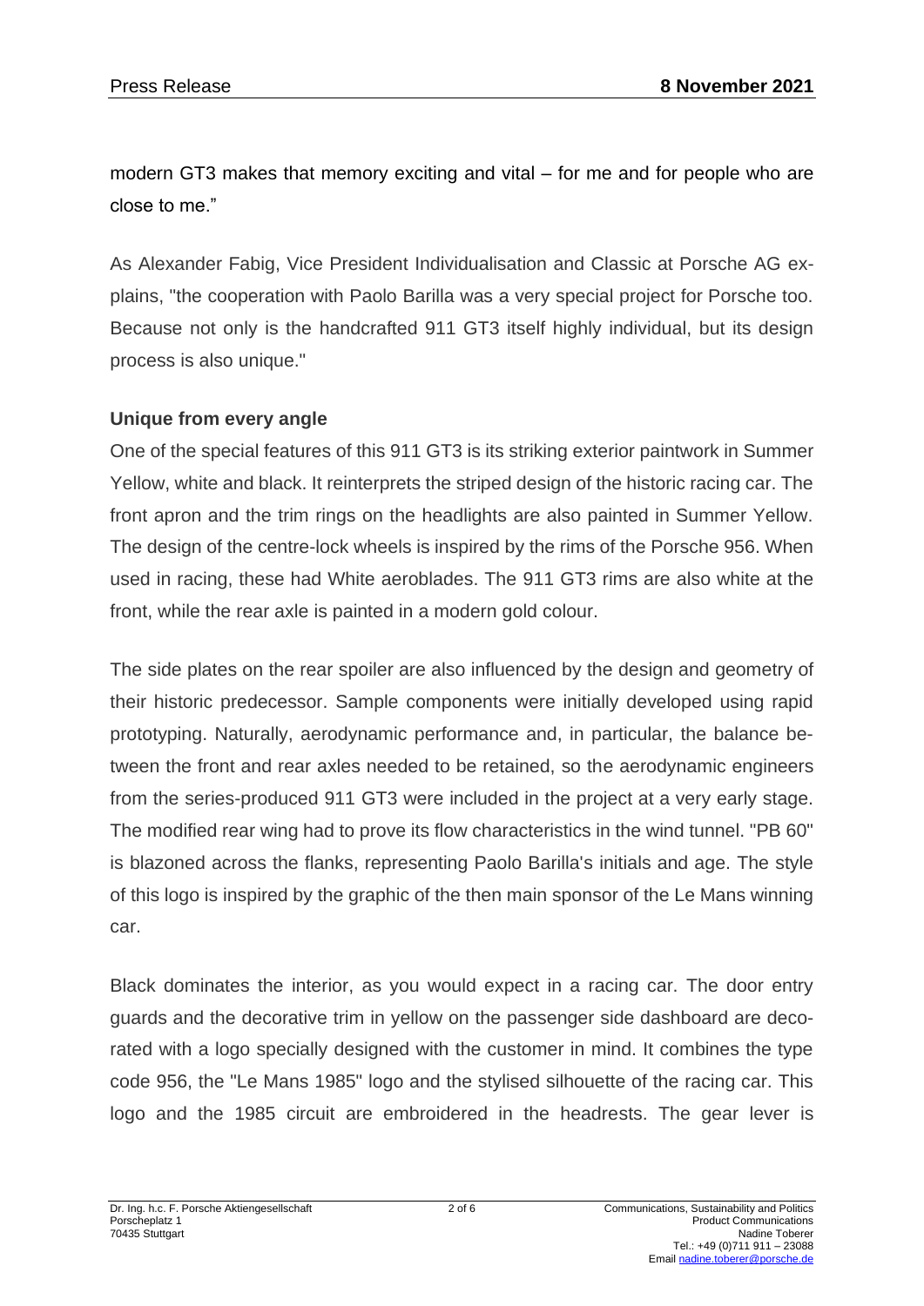modern GT3 makes that memory exciting and vital – for me and for people who are close to me."

As Alexander Fabig, Vice President Individualisation and Classic at Porsche AG explains, "the cooperation with Paolo Barilla was a very special project for Porsche too. Because not only is the handcrafted 911 GT3 itself highly individual, but its design process is also unique."

**Unique from every angle**

One of the special features of this 911 GT3 is its striking exterior paintwork in Summer Yellow, white and black. It reinterprets the striped design of the historic racing car. The front apron and the trim rings on the headlights are also painted in Summer Yellow. The design of the centre-lock wheels is inspired by the rims of the Porsche 956. When used in racing, these had White aeroblades. The 911 GT3 rims are also white at the front, while the rear axle is painted in a modern gold colour.

The side plates on the rear spoiler are also influenced by the design and geometry of their historic predecessor. Sample components were initially developed using rapid prototyping. Naturally, aerodynamic performance and, in particular, the balance between the front and rear axles needed to be retained, so the aerodynamic engineers from the series-produced 911 GT3 were included in the project at a very early stage. The modified rear wing had to prove its flow characteristics in the wind tunnel. "PB 60" is blazoned across the flanks, representing Paolo Barilla's initials and age. The style of this logo is inspired by the graphic of the then main sponsor of the Le Mans winning car.

Black dominates the interior, as you would expect in a racing car. The door entry guards and the decorative trim in yellow on the passenger side dashboard are decorated with a logo specially designed with the customer in mind. It combines the type code 956, the "Le Mans 1985" logo and the stylised silhouette of the racing car. This logo and the 1985 circuit are embroidered in the headrests. The gear lever is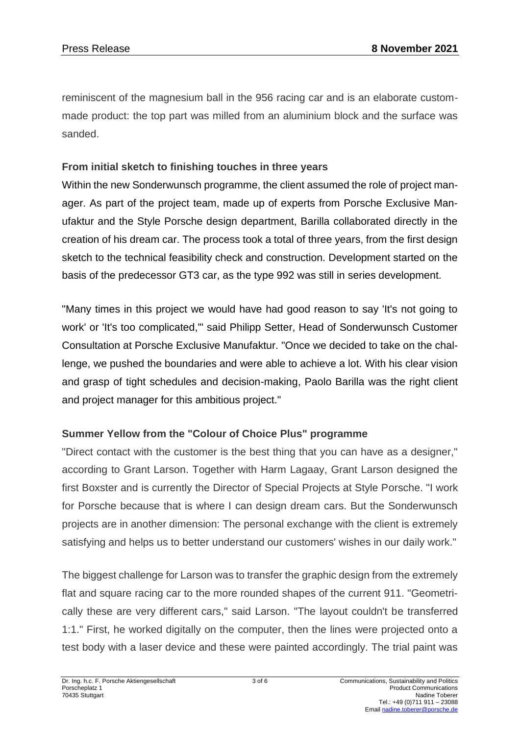reminiscent of the magnesium ball in the 956 racing car and is an elaborate custom-made product: the top part was milled from an aluminium block and the surface was sanded.

**From initial sketch to finishing touches in three years**

Within the new Sonderwunsch programme, the client assumed the role of project manager. As part of the project team, made up of experts from Porsche Exclusive Manufaktur and the Style Porsche design department, Barilla collaborated directly in the creation of his dream car. The process took a total of three years, from the first design sketch to the technical feasibility check and construction. Development started on the basis of the predecessor GT3 car, as the type 992 was still in series development.

"Many times in this project we would have had good reason to say 'It's not going to work' or 'It's too complicated,'" said Philipp Setter, Head of Sonderwunsch Customer Consultation at Porsche Exclusive Manufaktur. "Once we decided to take on the challenge, we pushed the boundaries and were able to achieve a lot. With his clear vision and grasp of tight schedules and decision-making, Paolo Barilla was the right client and project manager for this ambitious project."

**Summer Yellow from the "Colour of Choice Plus" programme**

"Direct contact with the customer is the best thing that you can have as a designer," according to Grant Larson. Together with Harm Lagaay, Grant Larson designed the first Boxster and is currently the Director of Special Projects at Style Porsche. "I work for Porsche because that is where I can design dream cars. But the Sonderwunsch projects are in another dimension: The personal exchange with the client is extremely satisfying and helps us to better understand our customers' wishes in our daily work."

The biggest challenge for Larson was to transfer the graphic design from the extremely flat and square racing car to the more rounded shapes of the current 911. "Geometrically these are very different cars," said Larson. "The layout couldn't be transferred 1:1." First, he worked digitally on the computer, then the lines were projected onto a test body with a laser device and these were painted accordingly. The trial paint was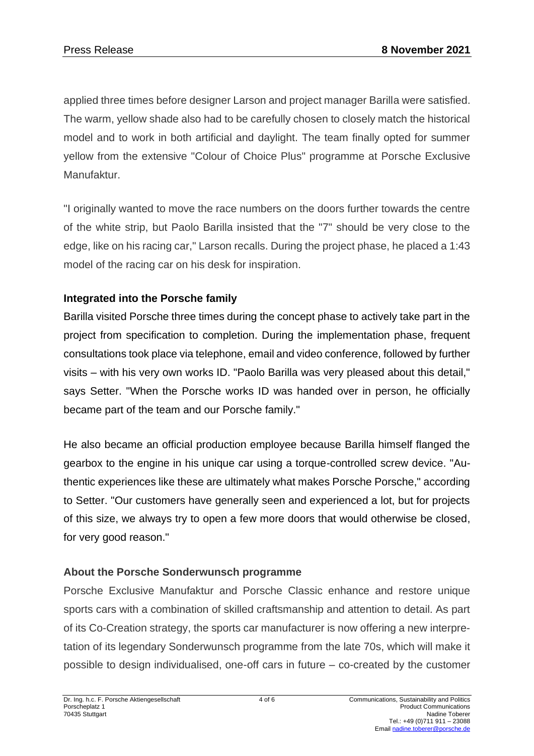applied three times before designer Larson and project manager Barilla were satisfied. The warm, yellow shade also had to be carefully chosen to closely match the historical model and to work in both artificial and daylight. The team finally opted for summer yellow from the extensive "Colour of Choice Plus" programme at Porsche Exclusive Manufaktur.

"I originally wanted to move the race numbers on the doors further towards the centre of the white strip, but Paolo Barilla insisted that the "7" should be very close to the edge, like on his racing car," Larson recalls. During the project phase, he placed a 1:43 model of the racing car on his desk for inspiration.

## Integrated into the Porsche family

Barilla visited Porsche three times during the concept phase to actively take part in the project from specification to completion. During the implementation phase, frequent consultations took place via telephone, email and video conference, followed by further visits – with his very own works ID. "Paolo Barilla was very pleased about this detail," says Setter. "When the Porsche works ID was handed over in person, he officially became part of the team and our Porsche family."

He also became an official production employee because Barilla himself flanged the gearbox to the engine in his unique car using a torque-controlled screw device. "Authentic experiences like these are ultimately what makes Porsche Porsche," according to Setter. "Our customers have generally seen and experienced a lot, but for projects of this size, we always try to open a few more doors that would otherwise be closed, for very good reason."

## About the Porsche Sonderwunsch programme

Porsche Exclusive Manufaktur and Porsche Classic enhance and restore unique sports cars with a combination of skilled craftsmanship and attention to detail. As part of its Co-Creation strategy, the sports car manufacturer is now offering a new interpretation of its legendary Sonderwunsch programme from the late 70s, which will make it possible to design individualised, one-off cars in future – co-created by the customer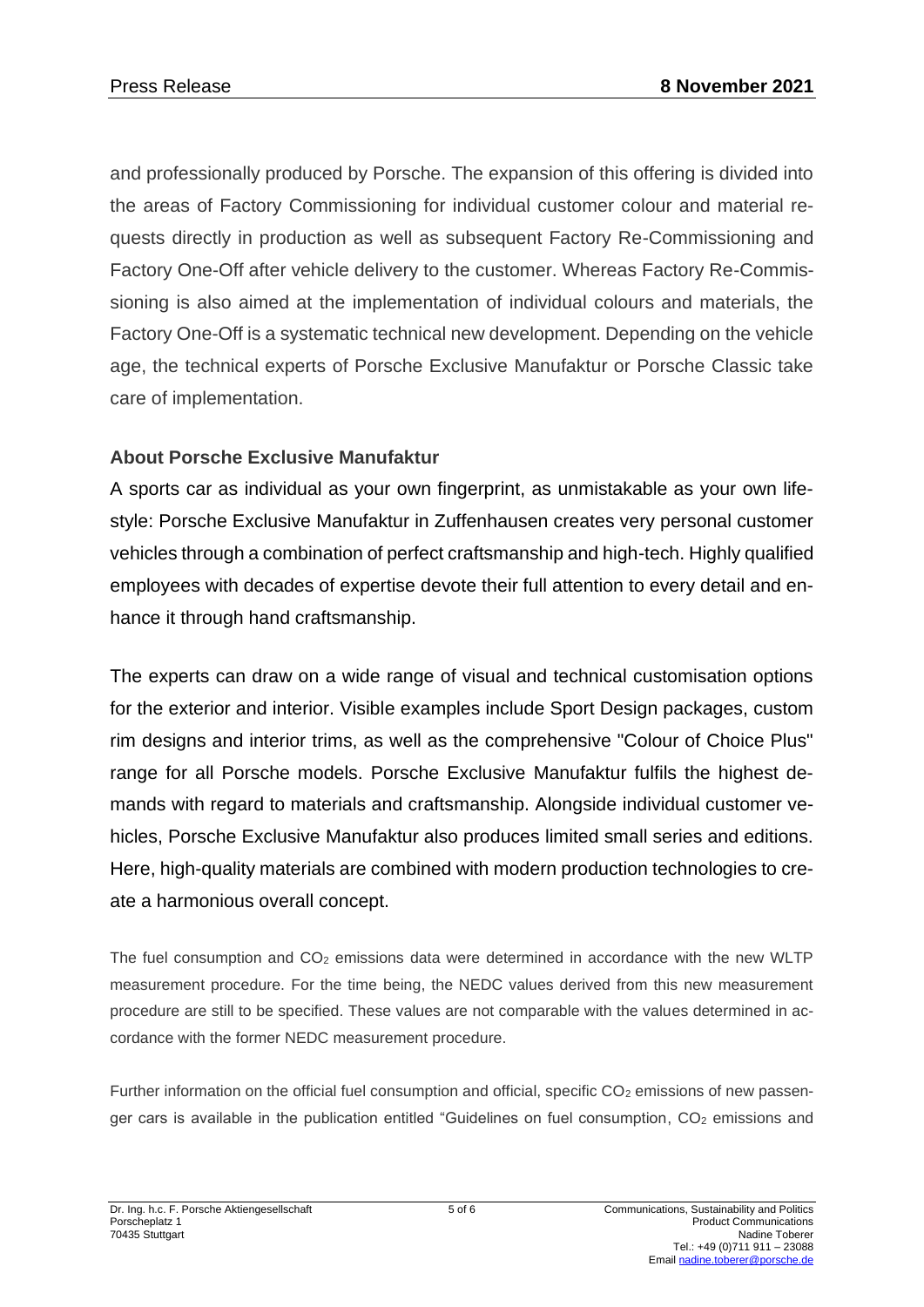and professionally produced by Porsche. The expansion of this offering is divided into the areas of Factory Commissioning for individual customer colour and material requests directly in production as well as subsequent Factory Re-Commissioning and Factory One-Off after vehicle delivery to the customer. Whereas Factory Re-Commissioning is also aimed at the implementation of individual colours and materials, the Factory One-Off is a systematic technical new development. Depending on the vehicle age, the technical experts of Porsche Exclusive Manufaktur or Porsche Classic take care of implementation.

### About Porsche Exclusive Manufaktur

A sports car as individual as your own fingerprint, as unmistakable as your own lifestyle: Porsche Exclusive Manufaktur in Zuffenhausen creates very personal customer vehicles through a combination of perfect craftsmanship and high-tech. Highly qualified employees with decades of expertise devote their full attention to every detail and enhance it through hand craftsmanship.

The experts can draw on a wide range of visual and technical customisation options for the exterior and interior. Visible examples include Sport Design packages, custom rim designs and interior trims, as well as the comprehensive "Colour of Choice Plus" range for all Porsche models. Porsche Exclusive Manufaktur fulfils the highest demands with regard to materials and craftsmanship. Alongside individual customer vehicles, Porsche Exclusive Manufaktur also produces limited small series and editions. Here, high-quality materials are combined with modern production technologies to create a harmonious overall concept.

The fuel consumption and $CO_2$ emissions data were determined in accordance with the new WLTP measurement procedure. For the time being, the NEDC values derived from this new measurement procedure are still to be specified. These values are not comparable with the values determined in accordance with the former NEDC measurement procedure.

Further information on the official fuel consumption and official, specific $CO_2$ emissions of new passenger cars is available in the publication entitled "Guidelines on fuel consumption, $CO_2$ emissions and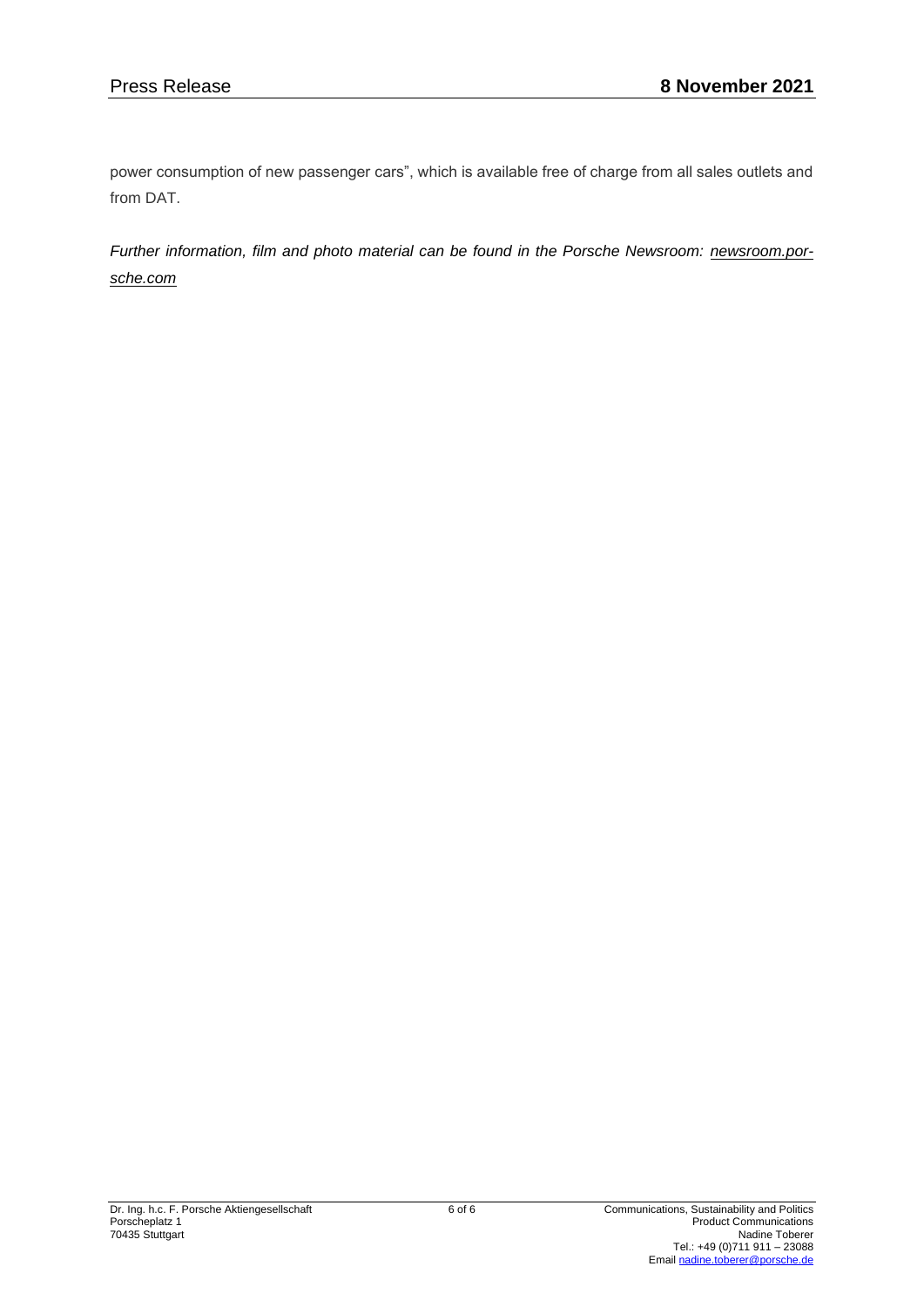power consumption of new passenger cars", which is available free of charge from all sales outlets and from DAT.

*Further information, film and photo material can be found in the Porsche Newsroom: newsroom.porsche.com*